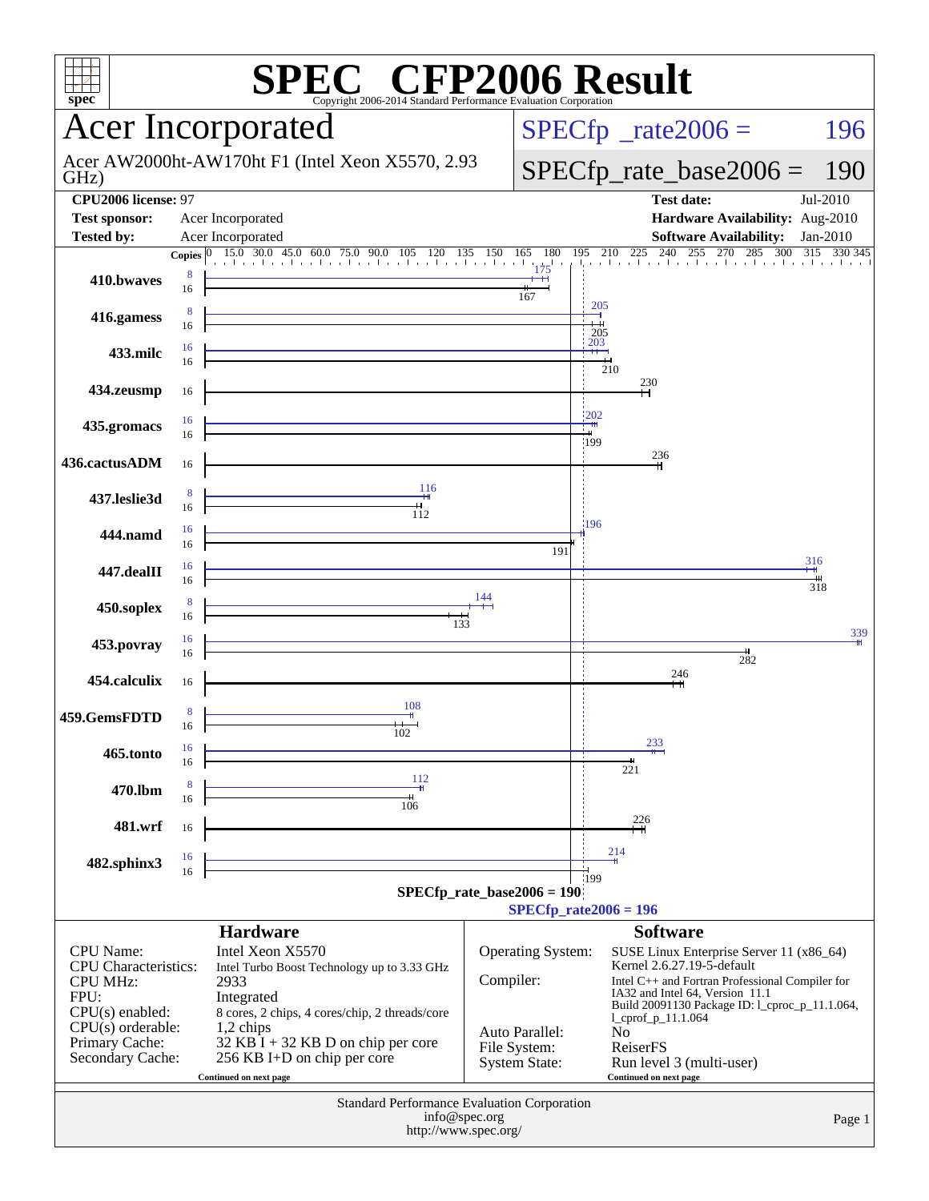# SPEC CFP2006 Result

Copyright 2006-2014 Standard Performance Evaluation Corporation

## Acer Incorporated

Acer AW2000ht-AW170ht F1 (Intel Xeon X5570, 2.93 GHz)

SPECfp_rate2006 = 196

SPECfp_rate_base2006 = 190

| | | | |
|---|---|---|---|
| **CPU2006 license:** 97 | | **Test date:** | Jul-2010 |
| **Test sponsor:** | Acer Incorporated | **Hardware Availability:** | Aug-2010 |
| **Tested by:** | Acer Incorporated | **Software Availability:** | Jan-2010 |

| Benchmark | Copies (peak) | Peak | Copies (base) | Base |
|---|---|---|---|---|
| 410.bwaves | 8 | 175 | 16 | 167 |
| 416.gamess | 8 | 205 | 16 | 205 |
| 433.milc | 16 | 203 | 16 | 210 |
| 434.zeusmp | | | 16 | 230 |
| 435.gromacs | 16 | 202 | 16 | 199 |
| 436.cactusADM | | | 16 | 236 |
| 437.leslie3d | 8 | 116 | 16 | 112 |
| 444.namd | 16 | 196 | 16 | 191 |
| 447.dealII | 16 | 316 | 16 | 318 |
| 450.soplex | 8 | 144 | 16 | 133 |
| 453.povray | 16 | 339 | 16 | 282 |
| 454.calculix | | | 16 | 246 |
| 459.GemsFDTD | 8 | 108 | 16 | 102 |
| 465.tonto | 16 | 233 | 16 | 221 |
| 470.lbm | 8 | 112 | 16 | 106 |
| 481.wrf | | | 16 | 226 |
| 482.sphinx3 | 16 | 214 | 16 | 199 |

SPECfp_rate_base2006 = 190

SPECfp_rate2006 = 196

### Hardware

| | |
|---|---|
| CPU Name: | Intel Xeon X5570 |
| CPU Characteristics: | Intel Turbo Boost Technology up to 3.33 GHz |
| CPU MHz: | 2933 |
| FPU: | Integrated |
| CPU(s) enabled: | 8 cores, 2 chips, 4 cores/chip, 2 threads/core |
| CPU(s) orderable: | 1,2 chips |
| Primary Cache: | 32 KB I + 32 KB D on chip per core |
| Secondary Cache: | 256 KB I+D on chip per core |

Continued on next page

### Software

| | |
|---|---|
| Operating System: | SUSE Linux Enterprise Server 11 (x86_64) Kernel 2.6.27.19-5-default |
| Compiler: | Intel C++ and Fortran Professional Compiler for IA32 and Intel 64, Version 11.1 Build 20091130 Package ID: l_cproc_p_11.1.064, l_cprof_p_11.1.064 |
| Auto Parallel: | No |
| File System: | ReiserFS |
| System State: | Run level 3 (multi-user) |

Continued on next page

Standard Performance Evaluation Corporation
info@spec.org
http://www.spec.org/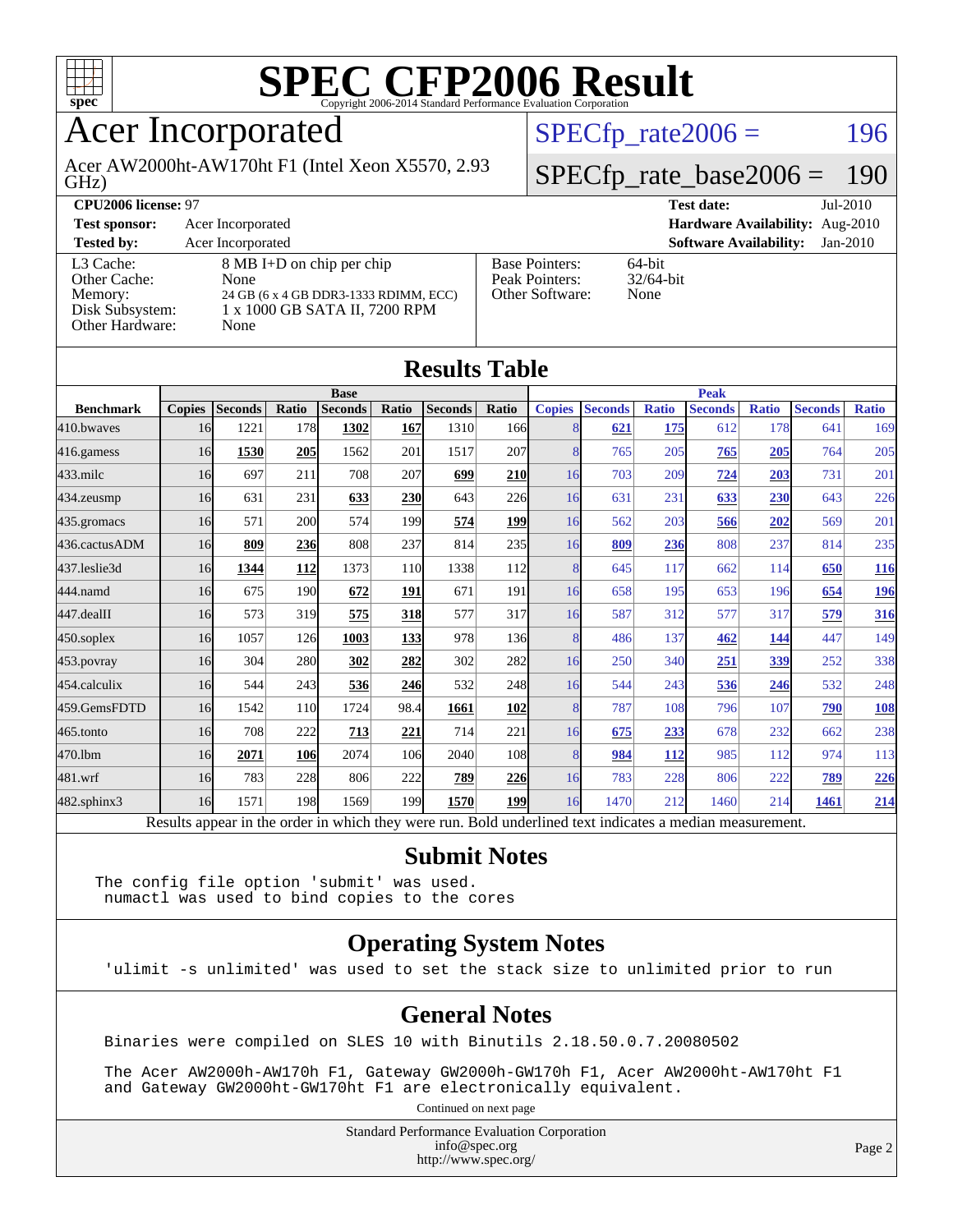# SPEC CFP2006 Result

Copyright 2006-2014 Standard Performance Evaluation Corporation

## Acer Incorporated

Acer AW2000ht-AW170ht F1 (Intel Xeon X5570, 2.93 GHz)

SPECfp_rate2006 = 196

SPECfp_rate_base2006 = 190

| | | | |
|---|---|---|---|
| **CPU2006 license:** 97 | | **Test date:** | Jul-2010 |
| **Test sponsor:** | Acer Incorporated | **Hardware Availability:** | Aug-2010 |
| **Tested by:** | Acer Incorporated | **Software Availability:** | Jan-2010 |

| | |
|---|---|
| L3 Cache: | 8 MB I+D on chip per chip |
| Other Cache: | None |
| Memory: | 24 GB (6 x 4 GB DDR3-1333 RDIMM, ECC) |
| Disk Subsystem: | 1 x 1000 GB SATA II, 7200 RPM |
| Other Hardware: | None |

| | |
|---|---|
| Base Pointers: | 64-bit |
| Peak Pointers: | 32/64-bit |
| Other Software: | None |

## Results Table

| Benchmark | Base | | | | | | | Peak | | | | | | |
|---|---|---|---|---|---|---|---|---|---|---|---|---|---|---|
| | Copies | Seconds | Ratio | Seconds | Ratio | Seconds | Ratio | Copies | Seconds | Ratio | Seconds | Ratio | Seconds | Ratio |
| 410.bwaves | 16 | 1221 | 178 | **1302** | **167** | 1310 | 166 | 8 | **621** | **175** | 612 | 178 | 641 | 169 |
| 416.gamess | 16 | **1530** | **205** | 1562 | 201 | 1517 | 207 | 8 | 765 | 205 | **765** | **205** | 764 | 205 |
| 433.milc | 16 | 697 | 211 | 708 | 207 | **699** | **210** | 16 | 703 | 209 | **724** | **203** | 731 | 201 |
| 434.zeusmp | 16 | 631 | 231 | **633** | **230** | 643 | 226 | 16 | 631 | 231 | **633** | **230** | 643 | 226 |
| 435.gromacs | 16 | 571 | 200 | 574 | 199 | **574** | **199** | 16 | 562 | 203 | **566** | **202** | 569 | 201 |
| 436.cactusADM | 16 | **809** | **236** | 808 | 237 | 814 | 235 | 16 | **809** | **236** | 808 | 237 | 814 | 235 |
| 437.leslie3d | 16 | **1344** | **112** | 1373 | 110 | 1338 | 112 | 8 | 645 | 117 | 662 | 114 | **650** | **116** |
| 444.namd | 16 | 675 | 190 | **672** | **191** | 671 | 191 | 16 | 658 | 195 | 653 | 196 | **654** | **196** |
| 447.dealII | 16 | 573 | 319 | **575** | **318** | 577 | 317 | 16 | 587 | 312 | 577 | 317 | **579** | **316** |
| 450.soplex | 16 | 1057 | 126 | **1003** | **133** | 978 | 136 | 8 | 486 | 137 | **462** | **144** | 447 | 149 |
| 453.povray | 16 | 304 | 280 | **302** | **282** | 302 | 282 | 16 | 250 | 340 | **251** | **339** | 252 | 338 |
| 454.calculix | 16 | 544 | 243 | **536** | **246** | 532 | 248 | 16 | 544 | 243 | **536** | **246** | 532 | 248 |
| 459.GemsFDTD | 16 | 1542 | 110 | 1724 | 98.4 | **1661** | **102** | 8 | 787 | 108 | 796 | 107 | **790** | **108** |
| 465.tonto | 16 | 708 | 222 | **713** | **221** | 714 | 221 | 16 | **675** | **233** | 678 | 232 | 662 | 238 |
| 470.lbm | 16 | **2071** | **106** | 2074 | 106 | 2040 | 108 | 8 | **984** | **112** | 985 | 112 | 974 | 113 |
| 481.wrf | 16 | 783 | 228 | 806 | 222 | **789** | **226** | 16 | 783 | 228 | 806 | 222 | **789** | **226** |
| 482.sphinx3 | 16 | 1571 | 198 | 1569 | 199 | **1570** | **199** | 16 | 1470 | 212 | 1460 | 214 | **1461** | **214** |

Results appear in the order in which they were run. Bold underlined text indicates a median measurement.

## Submit Notes

```
The config file option 'submit' was used.
 numactl was used to bind copies to the cores
```

## Operating System Notes

```
'ulimit -s unlimited' was used to set the stack size to unlimited prior to run
```

## General Notes

```
Binaries were compiled on SLES 10 with Binutils 2.18.50.0.7.20080502

The Acer AW2000h-AW170h F1, Gateway GW2000h-GW170h F1, Acer AW2000ht-AW170ht F1
and Gateway GW2000ht-GW170ht F1 are electronically equivalent.
```

Continued on next page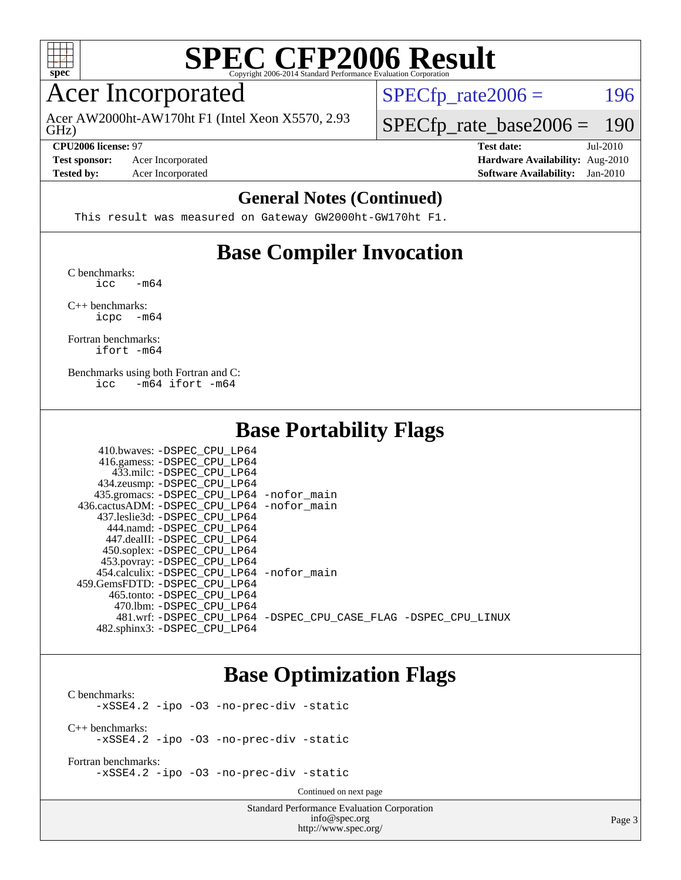# SPEC CFP2006 Result

Copyright 2006-2014 Standard Performance Evaluation Corporation

## Acer Incorporated

Acer AW2000ht-AW170ht F1 (Intel Xeon X5570, 2.93 GHz)

SPECfp_rate2006 = 196

SPECfp_rate_base2006 = 190

| | | | |
|---|---|---|---|
| **CPU2006 license:** | 97 | **Test date:** | Jul-2010 |
| **Test sponsor:** | Acer Incorporated | **Hardware Availability:** | Aug-2010 |
| **Tested by:** | Acer Incorporated | **Software Availability:** | Jan-2010 |

## General Notes (Continued)

```
This result was measured on Gateway GW2000ht-GW170ht F1.
```

## Base Compiler Invocation

C benchmarks:
```
icc   -m64
```

C++ benchmarks:
```
icpc  -m64
```

Fortran benchmarks:
```
ifort -m64
```

Benchmarks using both Fortran and C:
```
icc   -m64 ifort -m64
```

## Base Portability Flags

```
   410.bwaves: -DSPEC_CPU_LP64
   416.gamess: -DSPEC_CPU_LP64
     433.milc: -DSPEC_CPU_LP64
   434.zeusmp: -DSPEC_CPU_LP64
  435.gromacs: -DSPEC_CPU_LP64 -nofor_main
 436.cactusADM: -DSPEC_CPU_LP64 -nofor_main
  437.leslie3d: -DSPEC_CPU_LP64
     444.namd: -DSPEC_CPU_LP64
   447.dealII: -DSPEC_CPU_LP64
   450.soplex: -DSPEC_CPU_LP64
   453.povray: -DSPEC_CPU_LP64
  454.calculix: -DSPEC_CPU_LP64 -nofor_main
 459.GemsFDTD: -DSPEC_CPU_LP64
    465.tonto: -DSPEC_CPU_LP64
      470.lbm: -DSPEC_CPU_LP64
      481.wrf: -DSPEC_CPU_LP64 -DSPEC_CPU_CASE_FLAG -DSPEC_CPU_LINUX
  482.sphinx3: -DSPEC_CPU_LP64
```

## Base Optimization Flags

C benchmarks:
```
-xSSE4.2 -ipo -O3 -no-prec-div -static
```

C++ benchmarks:
```
-xSSE4.2 -ipo -O3 -no-prec-div -static
```

Fortran benchmarks:
```
-xSSE4.2 -ipo -O3 -no-prec-div -static
```

Continued on next page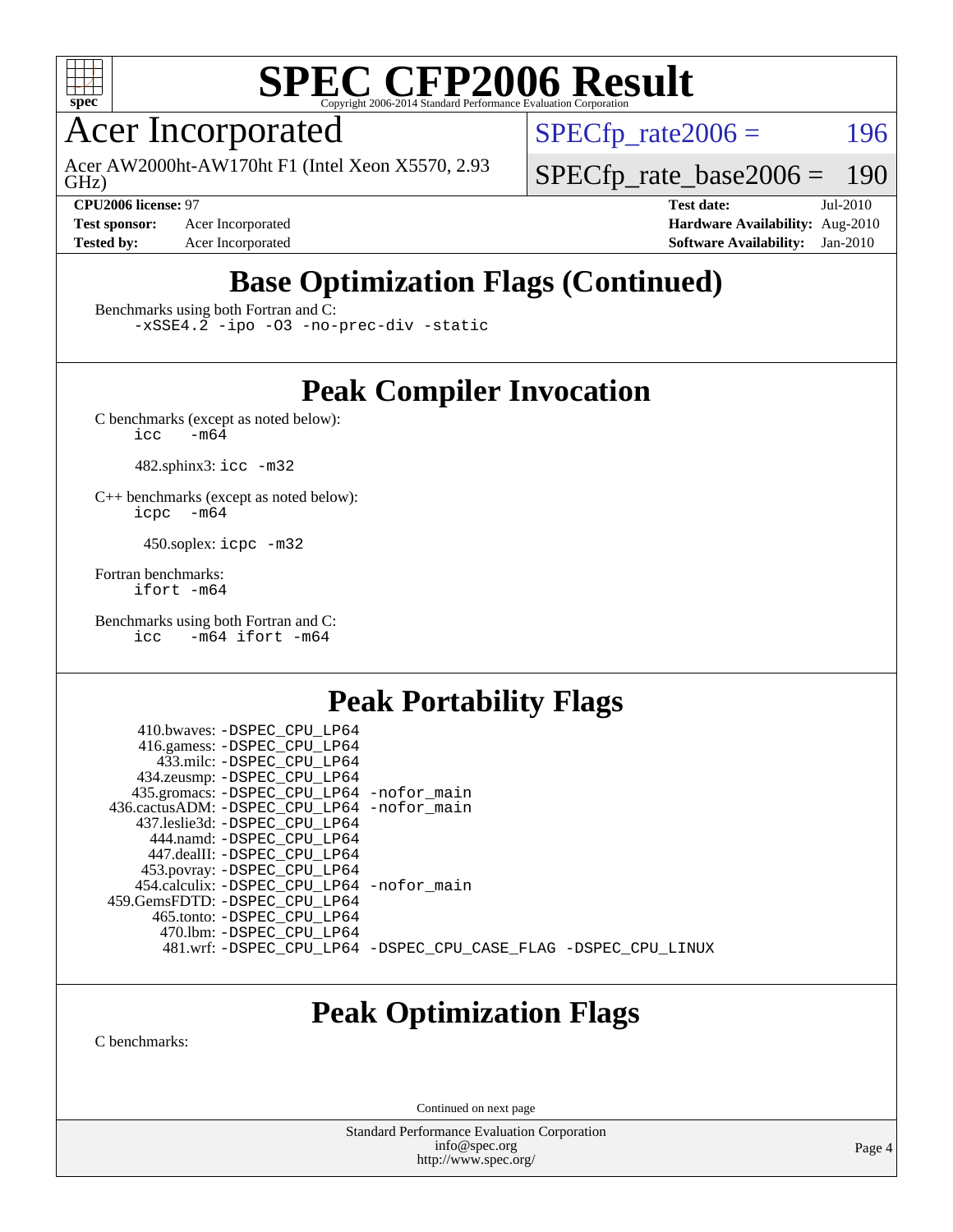# SPEC CFP2006 Result

Copyright 2006-2014 Standard Performance Evaluation Corporation

## Acer Incorporated

Acer AW2000ht-AW170ht F1 (Intel Xeon X5570, 2.93 GHz)

SPECfp_rate2006 = 196

SPECfp_rate_base2006 = 190

**CPU2006 license:** 97 | **Test date:** Jul-2010
**Test sponsor:** Acer Incorporated | **Hardware Availability:** Aug-2010
**Tested by:** Acer Incorporated | **Software Availability:** Jan-2010

## Base Optimization Flags (Continued)

Benchmarks using both Fortran and C:
```
-xSSE4.2 -ipo -O3 -no-prec-div -static
```

## Peak Compiler Invocation

C benchmarks (except as noted below):
```
icc   -m64
```

482.sphinx3: `icc -m32`

C++ benchmarks (except as noted below):
```
icpc  -m64
```

450.soplex: `icpc -m32`

Fortran benchmarks:
```
ifort -m64
```

Benchmarks using both Fortran and C:
```
icc   -m64 ifort -m64
```

## Peak Portability Flags

410.bwaves: -DSPEC_CPU_LP64
416.gamess: -DSPEC_CPU_LP64
433.milc: -DSPEC_CPU_LP64
434.zeusmp: -DSPEC_CPU_LP64
435.gromacs: -DSPEC_CPU_LP64 -nofor_main
436.cactusADM: -DSPEC_CPU_LP64 -nofor_main
437.leslie3d: -DSPEC_CPU_LP64
444.namd: -DSPEC_CPU_LP64
447.dealII: -DSPEC_CPU_LP64
453.povray: -DSPEC_CPU_LP64
454.calculix: -DSPEC_CPU_LP64 -nofor_main
459.GemsFDTD: -DSPEC_CPU_LP64
465.tonto: -DSPEC_CPU_LP64
470.lbm: -DSPEC_CPU_LP64
481.wrf: -DSPEC_CPU_LP64 -DSPEC_CPU_CASE_FLAG -DSPEC_CPU_LINUX

## Peak Optimization Flags

C benchmarks:

Continued on next page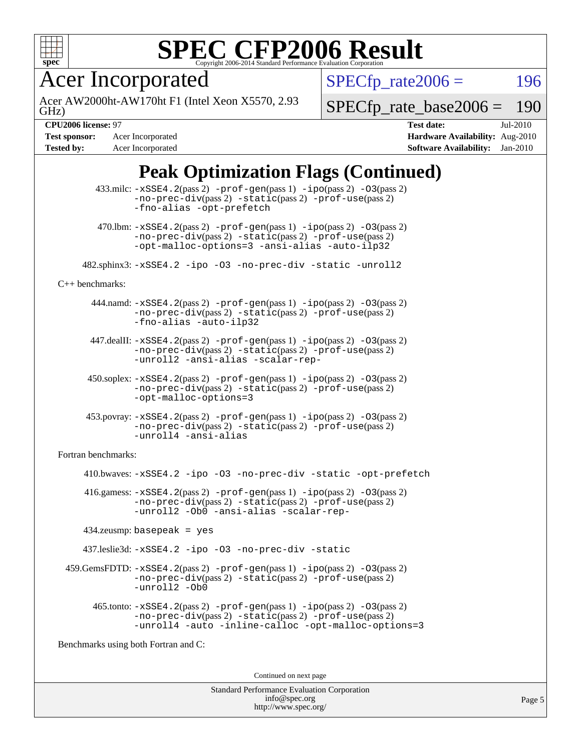# SPEC CFP2006 Result

Copyright 2006-2014 Standard Performance Evaluation Corporation

# Acer Incorporated

Acer AW2000ht-AW170ht F1 (Intel Xeon X5570, 2.93 GHz)

SPECfp_rate2006 = 196

SPECfp_rate_base2006 = 190

**CPU2006 license:** 97
**Test sponsor:** Acer Incorporated
**Tested by:** Acer Incorporated

**Test date:** Jul-2010
**Hardware Availability:** Aug-2010
**Software Availability:** Jan-2010

## Peak Optimization Flags (Continued)

433.milc: -xSSE4.2(pass 2) -prof-gen(pass 1) -ipo(pass 2) -O3(pass 2) -no-prec-div(pass 2) -static(pass 2) -prof-use(pass 2) -fno-alias -opt-prefetch

470.lbm: -xSSE4.2(pass 2) -prof-gen(pass 1) -ipo(pass 2) -O3(pass 2) -no-prec-div(pass 2) -static(pass 2) -prof-use(pass 2) -opt-malloc-options=3 -ansi-alias -auto-ilp32

482.sphinx3: -xSSE4.2 -ipo -O3 -no-prec-div -static -unroll2

C++ benchmarks:

444.namd: -xSSE4.2(pass 2) -prof-gen(pass 1) -ipo(pass 2) -O3(pass 2) -no-prec-div(pass 2) -static(pass 2) -prof-use(pass 2) -fno-alias -auto-ilp32

447.dealII: -xSSE4.2(pass 2) -prof-gen(pass 1) -ipo(pass 2) -O3(pass 2) -no-prec-div(pass 2) -static(pass 2) -prof-use(pass 2) -unroll2 -ansi-alias -scalar-rep-

450.soplex: -xSSE4.2(pass 2) -prof-gen(pass 1) -ipo(pass 2) -O3(pass 2) -no-prec-div(pass 2) -static(pass 2) -prof-use(pass 2) -opt-malloc-options=3

453.povray: -xSSE4.2(pass 2) -prof-gen(pass 1) -ipo(pass 2) -O3(pass 2) -no-prec-div(pass 2) -static(pass 2) -prof-use(pass 2) -unroll4 -ansi-alias

Fortran benchmarks:

410.bwaves: -xSSE4.2 -ipo -O3 -no-prec-div -static -opt-prefetch

416.gamess: -xSSE4.2(pass 2) -prof-gen(pass 1) -ipo(pass 2) -O3(pass 2) -no-prec-div(pass 2) -static(pass 2) -prof-use(pass 2) -unroll2 -Ob0 -ansi-alias -scalar-rep-

434.zeusmp: basepeak = yes

437.leslie3d: -xSSE4.2 -ipo -O3 -no-prec-div -static

459.GemsFDTD: -xSSE4.2(pass 2) -prof-gen(pass 1) -ipo(pass 2) -O3(pass 2) -no-prec-div(pass 2) -static(pass 2) -prof-use(pass 2) -unroll2 -Ob0

465.tonto: -xSSE4.2(pass 2) -prof-gen(pass 1) -ipo(pass 2) -O3(pass 2) -no-prec-div(pass 2) -static(pass 2) -prof-use(pass 2) -unroll4 -auto -inline-calloc -opt-malloc-options=3

Benchmarks using both Fortran and C:

Continued on next page

Standard Performance Evaluation Corporation
info@spec.org
http://www.spec.org/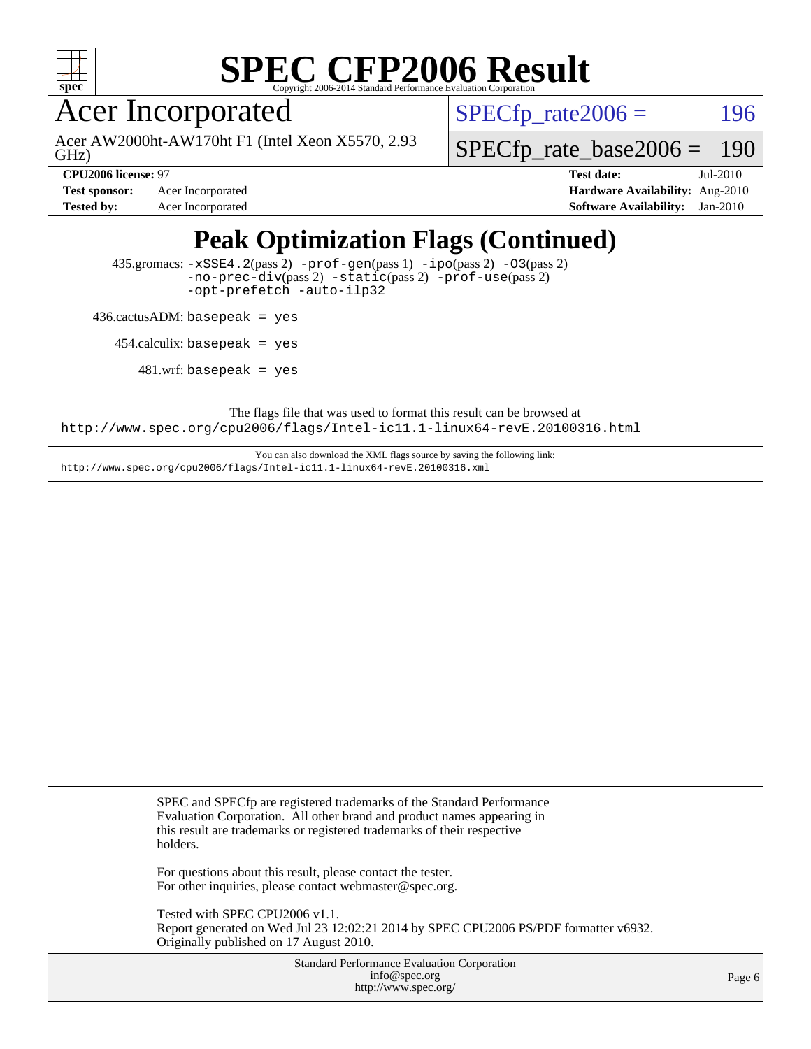# SPEC CFP2006 Result

Copyright 2006-2014 Standard Performance Evaluation Corporation

## Acer Incorporated

Acer AW2000ht-AW170ht F1 (Intel Xeon X5570, 2.93 GHz)

SPECfp_rate2006 = 196

SPECfp_rate_base2006 = 190

**CPU2006 license:** 97
**Test sponsor:** Acer Incorporated
**Tested by:** Acer Incorporated

**Test date:** Jul-2010
**Hardware Availability:** Aug-2010
**Software Availability:** Jan-2010

## Peak Optimization Flags (Continued)

435.gromacs: -xSSE4.2(pass 2) -prof-gen(pass 1) -ipo(pass 2) -O3(pass 2) -no-prec-div(pass 2) -static(pass 2) -prof-use(pass 2) -opt-prefetch -auto-ilp32

436.cactusADM: basepeak = yes

454.calculix: basepeak = yes

481.wrf: basepeak = yes

The flags file that was used to format this result can be browsed at
http://www.spec.org/cpu2006/flags/Intel-ic11.1-linux64-revE.20100316.html

You can also download the XML flags source by saving the following link:
http://www.spec.org/cpu2006/flags/Intel-ic11.1-linux64-revE.20100316.xml

SPEC and SPECfp are registered trademarks of the Standard Performance Evaluation Corporation. All other brand and product names appearing in this result are trademarks or registered trademarks of their respective holders.

For questions about this result, please contact the tester.
For other inquiries, please contact webmaster@spec.org.

Tested with SPEC CPU2006 v1.1.
Report generated on Wed Jul 23 12:02:21 2014 by SPEC CPU2006 PS/PDF formatter v6932.
Originally published on 17 August 2010.

Standard Performance Evaluation Corporation
info@spec.org
http://www.spec.org/